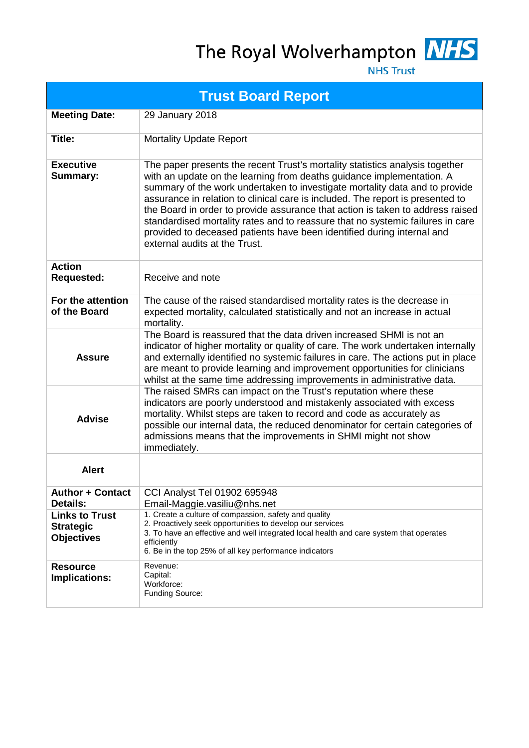The Royal Wolverhampton NHS Trust

| Trust Board Report | |
|---|---|
| **Meeting Date:** | 29 January 2018 |
| **Title:** | Mortality Update Report |
| **Executive Summary:** | The paper presents the recent Trust's mortality statistics analysis together with an update on the learning from deaths guidance implementation. A summary of the work undertaken to investigate mortality data and to provide assurance in relation to clinical care is included. The report is presented to the Board in order to provide assurance that action is taken to address raised standardised mortality rates and to reassure that no systemic failures in care provided to deceased patients have been identified during internal and external audits at the Trust. |
| **Action Requested:** | Receive and note |
| **For the attention of the Board** | The cause of the raised standardised mortality rates is the decrease in expected mortality, calculated statistically and not an increase in actual mortality. |
| **Assure** | The Board is reassured that the data driven increased SHMI is not an indicator of higher mortality or quality of care. The work undertaken internally and externally identified no systemic failures in care. The actions put in place are meant to provide learning and improvement opportunities for clinicians whilst at the same time addressing improvements in administrative data. |
| **Advise** | The raised SMRs can impact on the Trust's reputation where these indicators are poorly understood and mistakenly associated with excess mortality. Whilst steps are taken to record and code as accurately as possible our internal data, the reduced denominator for certain categories of admissions means that the improvements in SHMI might not show immediately. |
| **Alert** | |
| **Author + Contact Details:** | CCI Analyst Tel 01902 695948<br>Email-Maggie.vasiliu@nhs.net |
| **Links to Trust Strategic Objectives** | 1. Create a culture of compassion, safety and quality<br>2. Proactively seek opportunities to develop our services<br>3. To have an effective and well integrated local health and care system that operates efficiently<br>6. Be in the top 25% of all key performance indicators |
| **Resource Implications:** | Revenue:<br>Capital:<br>Workforce:<br>Funding Source: |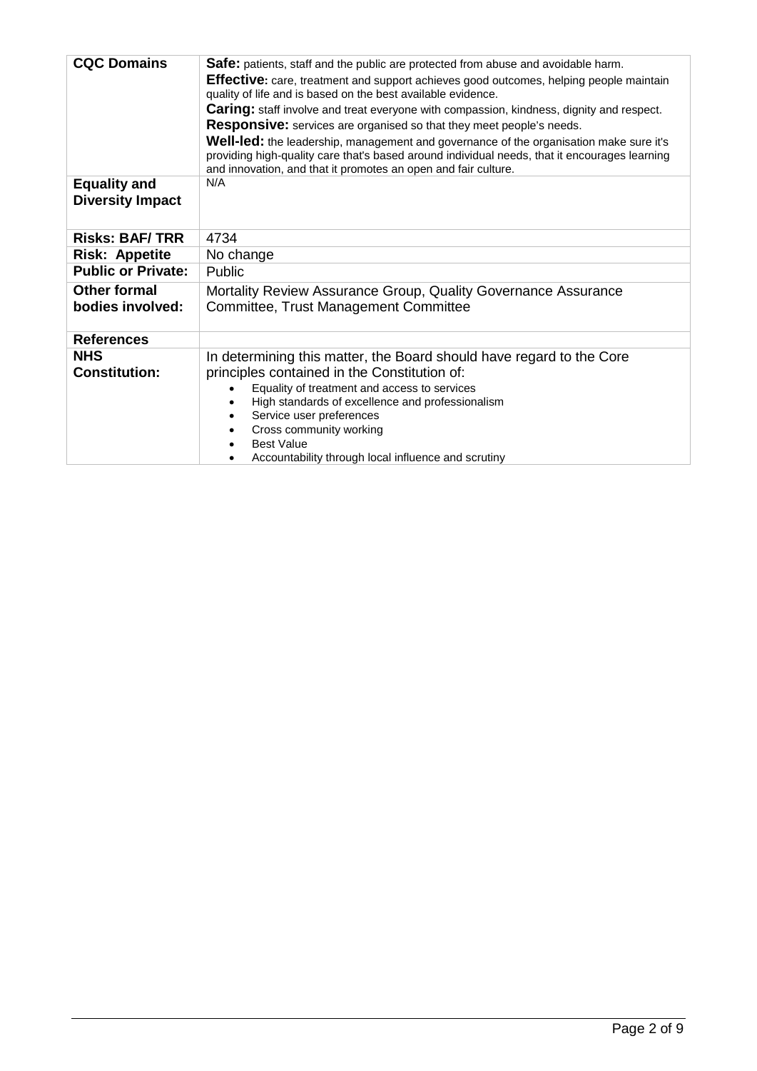| | |
|---|---|
| **CQC Domains** | **Safe:** patients, staff and the public are protected from abuse and avoidable harm.<br>**Effective:** care, treatment and support achieves good outcomes, helping people maintain quality of life and is based on the best available evidence.<br>**Caring:** staff involve and treat everyone with compassion, kindness, dignity and respect.<br>**Responsive:** services are organised so that they meet people's needs.<br>**Well-led:** the leadership, management and governance of the organisation make sure it's providing high-quality care that's based around individual needs, that it encourages learning and innovation, and that it promotes an open and fair culture. |
| **Equality and Diversity Impact** | N/A |
| **Risks: BAF/ TRR** | 4734 |
| **Risk: Appetite** | No change |
| **Public or Private:** | Public |
| **Other formal bodies involved:** | Mortality Review Assurance Group, Quality Governance Assurance Committee, Trust Management Committee |
| **References** | |
| **NHS Constitution:** | In determining this matter, the Board should have regard to the Core principles contained in the Constitution of:<br>• Equality of treatment and access to services<br>• High standards of excellence and professionalism<br>• Service user preferences<br>• Cross community working<br>• Best Value<br>• Accountability through local influence and scrutiny |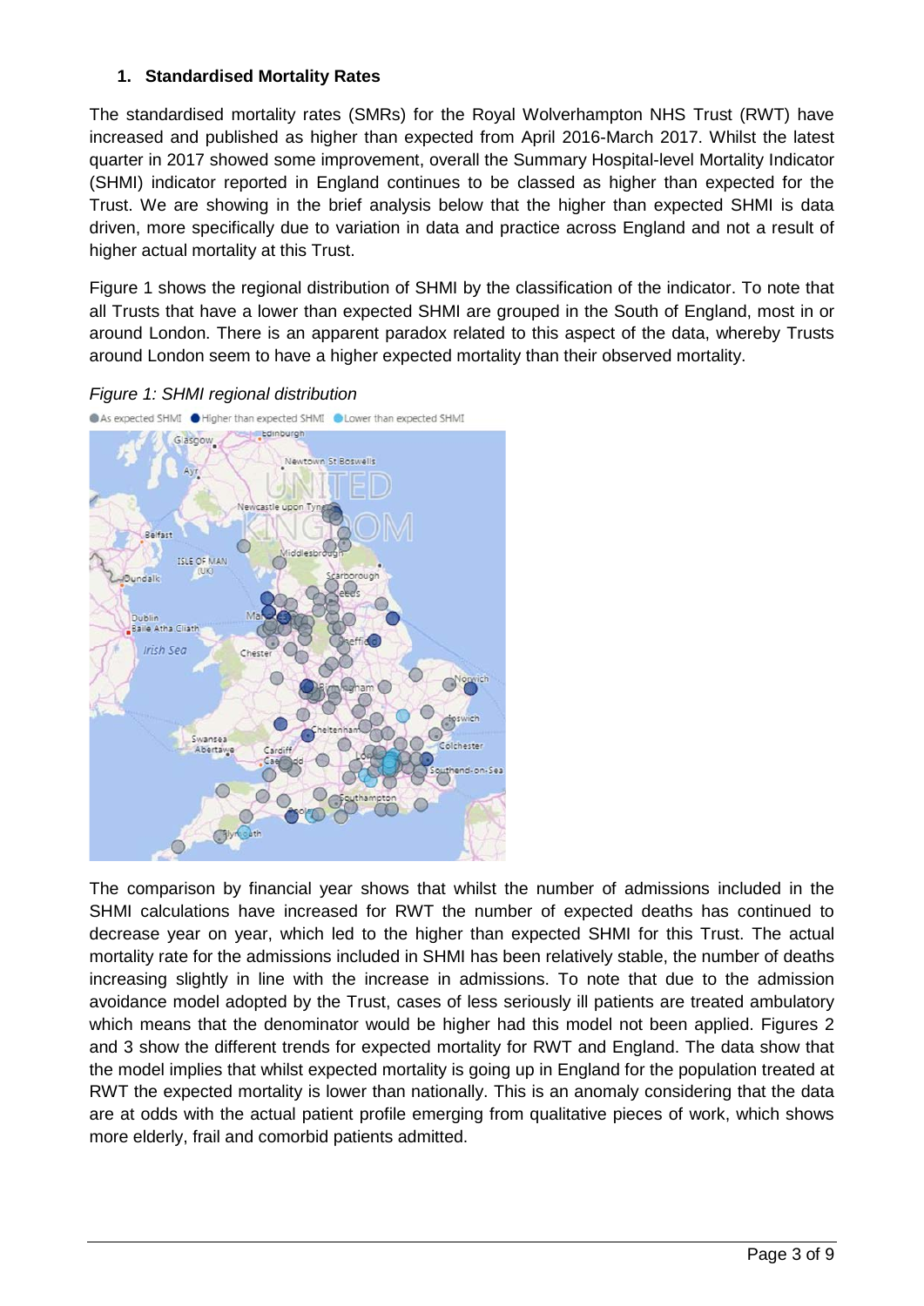## 1. Standardised Mortality Rates

The standardised mortality rates (SMRs) for the Royal Wolverhampton NHS Trust (RWT) have increased and published as higher than expected from April 2016-March 2017. Whilst the latest quarter in 2017 showed some improvement, overall the Summary Hospital-level Mortality Indicator (SHMI) indicator reported in England continues to be classed as higher than expected for the Trust. We are showing in the brief analysis below that the higher than expected SHMI is data driven, more specifically due to variation in data and practice across England and not a result of higher actual mortality at this Trust.

Figure 1 shows the regional distribution of SHMI by the classification of the indicator. To note that all Trusts that have a lower than expected SHMI are grouped in the South of England, most in or around London. There is an apparent paradox related to this aspect of the data, whereby Trusts around London seem to have a higher expected mortality than their observed mortality.

*Figure 1: SHMI regional distribution*

The comparison by financial year shows that whilst the number of admissions included in the SHMI calculations have increased for RWT the number of expected deaths has continued to decrease year on year, which led to the higher than expected SHMI for this Trust. The actual mortality rate for the admissions included in SHMI has been relatively stable, the number of deaths increasing slightly in line with the increase in admissions. To note that due to the admission avoidance model adopted by the Trust, cases of less seriously ill patients are treated ambulatory which means that the denominator would be higher had this model not been applied. Figures 2 and 3 show the different trends for expected mortality for RWT and England. The data show that the model implies that whilst expected mortality is going up in England for the population treated at RWT the expected mortality is lower than nationally. This is an anomaly considering that the data are at odds with the actual patient profile emerging from qualitative pieces of work, which shows more elderly, frail and comorbid patients admitted.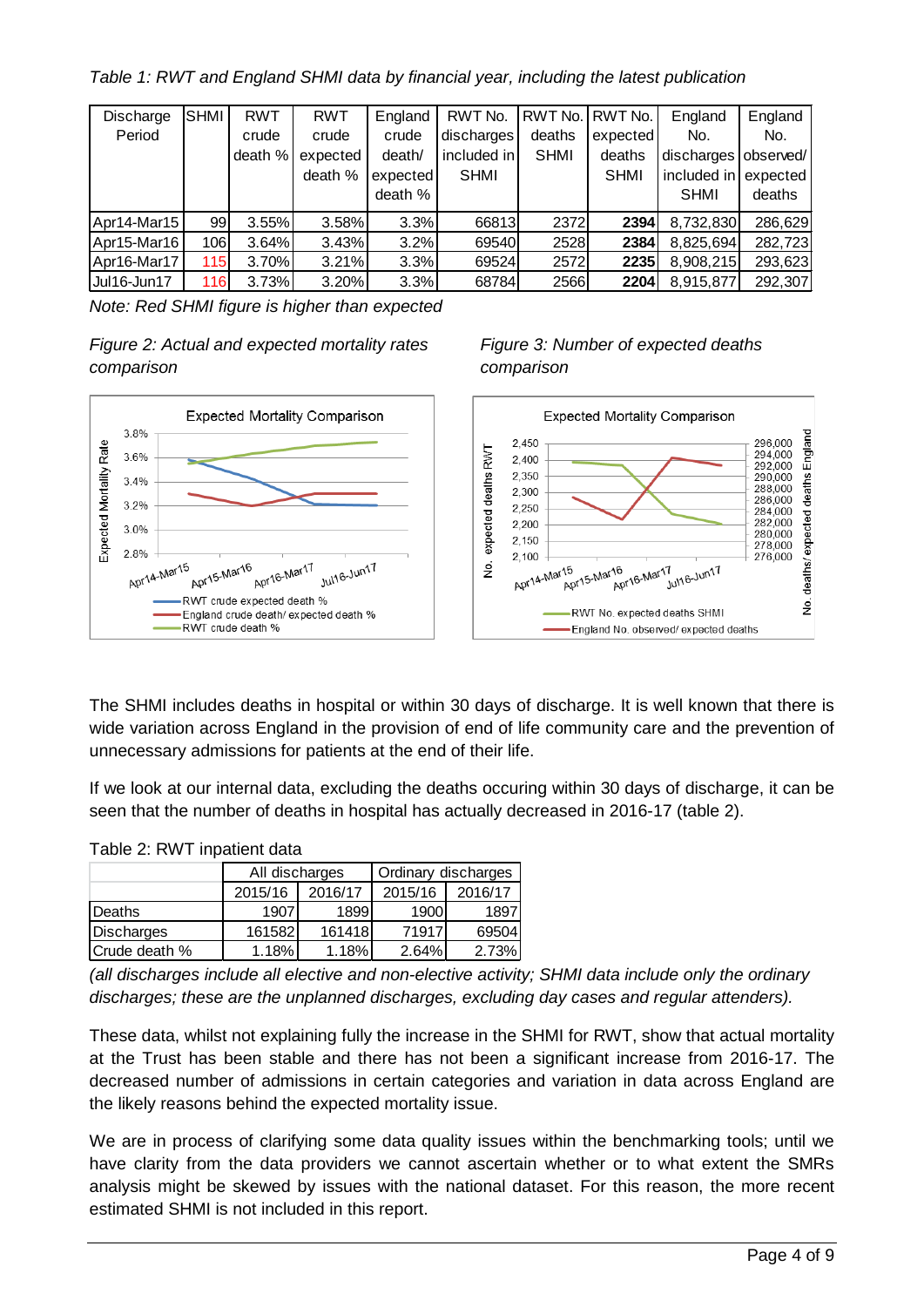*Table 1: RWT and England SHMI data by financial year, including the latest publication*

| Discharge Period | SHMI | RWT crude death % | RWT crude expected death % | England crude death/ expected death % | RWT No. discharges included in SHMI | RWT No. deaths SHMI | RWT No. expected deaths SHMI | England No. discharges included in SHMI | England No. observed/ expected deaths |
|---|---|---|---|---|---|---|---|---|---|
| Apr14-Mar15 | 99 | 3.55% | 3.58% | 3.3% | 66813 | 2372 | **2394** | 8,732,830 | 286,629 |
| Apr15-Mar16 | 106 | 3.64% | 3.43% | 3.2% | 69540 | 2528 | **2384** | 8,825,694 | 282,723 |
| Apr16-Mar17 | 115 | 3.70% | 3.21% | 3.3% | 69524 | 2572 | **2235** | 8,908,215 | 293,623 |
| Jul16-Jun17 | 116 | 3.73% | 3.20% | 3.3% | 68784 | 2566 | **2204** | 8,915,877 | 292,307 |

*Note: Red SHMI figure is higher than expected*

*Figure 2: Actual and expected mortality rates comparison*

*Figure 3: Number of expected deaths comparison*

The SHMI includes deaths in hospital or within 30 days of discharge. It is well known that there is wide variation across England in the provision of end of life community care and the prevention of unnecessary admissions for patients at the end of their life.

If we look at our internal data, excluding the deaths occuring within 30 days of discharge, it can be seen that the number of deaths in hospital has actually decreased in 2016-17 (table 2).

Table 2: RWT inpatient data

| | All discharges | | Ordinary discharges | |
|---|---|---|---|---|
| | 2015/16 | 2016/17 | 2015/16 | 2016/17 |
| Deaths | 1907 | 1899 | 1900 | 1897 |
| Discharges | 161582 | 161418 | 71917 | 69504 |
| Crude death % | 1.18% | 1.18% | 2.64% | 2.73% |

*(all discharges include all elective and non-elective activity; SHMI data include only the ordinary discharges; these are the unplanned discharges, excluding day cases and regular attenders).*

These data, whilst not explaining fully the increase in the SHMI for RWT, show that actual mortality at the Trust has been stable and there has not been a significant increase from 2016-17. The decreased number of admissions in certain categories and variation in data across England are the likely reasons behind the expected mortality issue.

We are in process of clarifying some data quality issues within the benchmarking tools; until we have clarity from the data providers we cannot ascertain whether or to what extent the SMRs analysis might be skewed by issues with the national dataset. For this reason, the more recent estimated SHMI is not included in this report.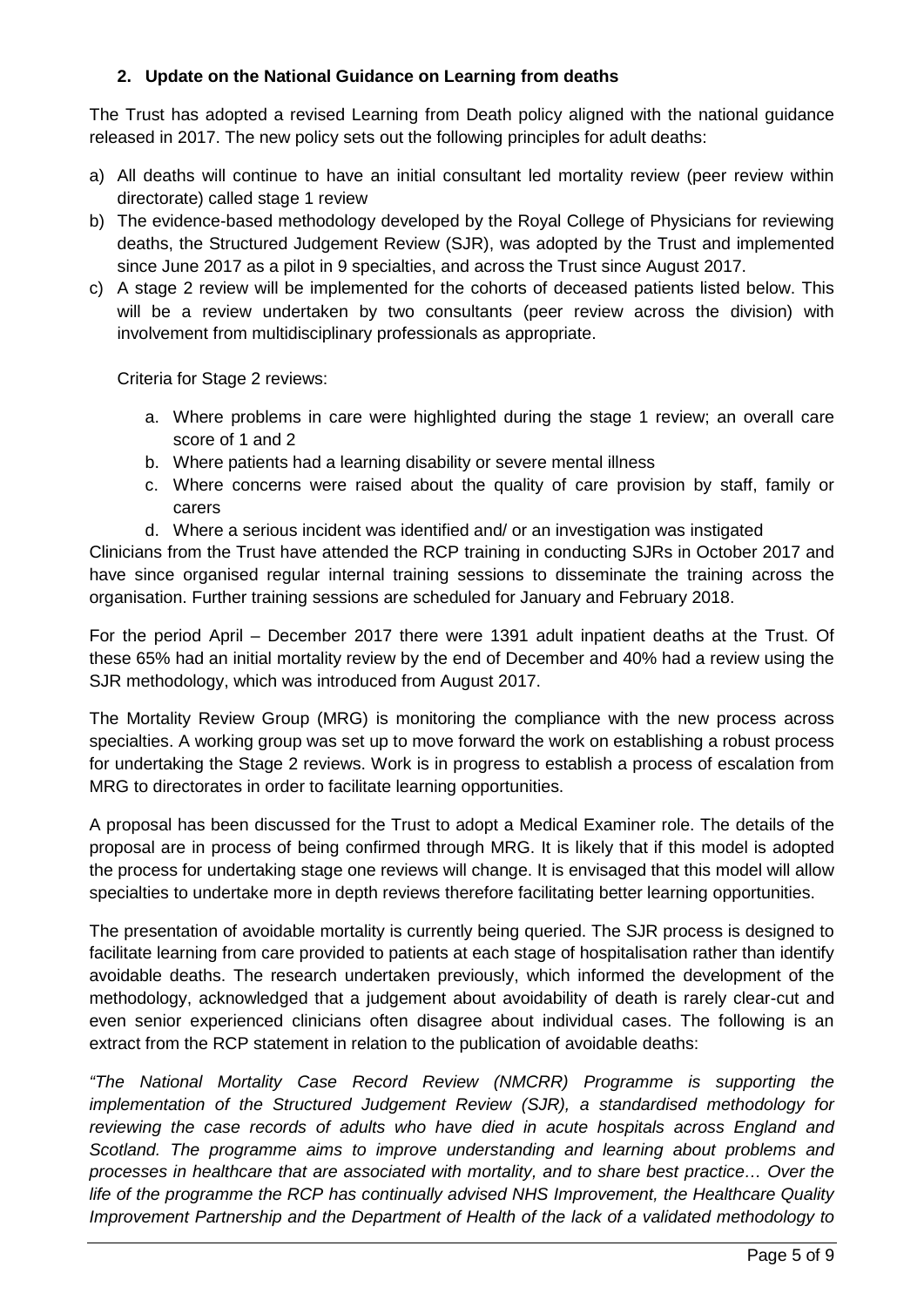## 2. Update on the National Guidance on Learning from deaths

The Trust has adopted a revised Learning from Death policy aligned with the national guidance released in 2017. The new policy sets out the following principles for adult deaths:

a) All deaths will continue to have an initial consultant led mortality review (peer review within directorate) called stage 1 review

b) The evidence-based methodology developed by the Royal College of Physicians for reviewing deaths, the Structured Judgement Review (SJR), was adopted by the Trust and implemented since June 2017 as a pilot in 9 specialties, and across the Trust since August 2017.

c) A stage 2 review will be implemented for the cohorts of deceased patients listed below. This will be a review undertaken by two consultants (peer review across the division) with involvement from multidisciplinary professionals as appropriate.

   Criteria for Stage 2 reviews:

   a. Where problems in care were highlighted during the stage 1 review; an overall care score of 1 and 2
   b. Where patients had a learning disability or severe mental illness
   c. Where concerns were raised about the quality of care provision by staff, family or carers
   d. Where a serious incident was identified and/ or an investigation was instigated

Clinicians from the Trust have attended the RCP training in conducting SJRs in October 2017 and have since organised regular internal training sessions to disseminate the training across the organisation. Further training sessions are scheduled for January and February 2018.

For the period April – December 2017 there were 1391 adult inpatient deaths at the Trust. Of these 65% had an initial mortality review by the end of December and 40% had a review using the SJR methodology, which was introduced from August 2017.

The Mortality Review Group (MRG) is monitoring the compliance with the new process across specialties. A working group was set up to move forward the work on establishing a robust process for undertaking the Stage 2 reviews. Work is in progress to establish a process of escalation from MRG to directorates in order to facilitate learning opportunities.

A proposal has been discussed for the Trust to adopt a Medical Examiner role. The details of the proposal are in process of being confirmed through MRG. It is likely that if this model is adopted the process for undertaking stage one reviews will change. It is envisaged that this model will allow specialties to undertake more in depth reviews therefore facilitating better learning opportunities.

The presentation of avoidable mortality is currently being queried. The SJR process is designed to facilitate learning from care provided to patients at each stage of hospitalisation rather than identify avoidable deaths. The research undertaken previously, which informed the development of the methodology, acknowledged that a judgement about avoidability of death is rarely clear-cut and even senior experienced clinicians often disagree about individual cases. The following is an extract from the RCP statement in relation to the publication of avoidable deaths:

*"The National Mortality Case Record Review (NMCRR) Programme is supporting the implementation of the Structured Judgement Review (SJR), a standardised methodology for reviewing the case records of adults who have died in acute hospitals across England and Scotland. The programme aims to improve understanding and learning about problems and processes in healthcare that are associated with mortality, and to share best practice… Over the life of the programme the RCP has continually advised NHS Improvement, the Healthcare Quality Improvement Partnership and the Department of Health of the lack of a validated methodology to*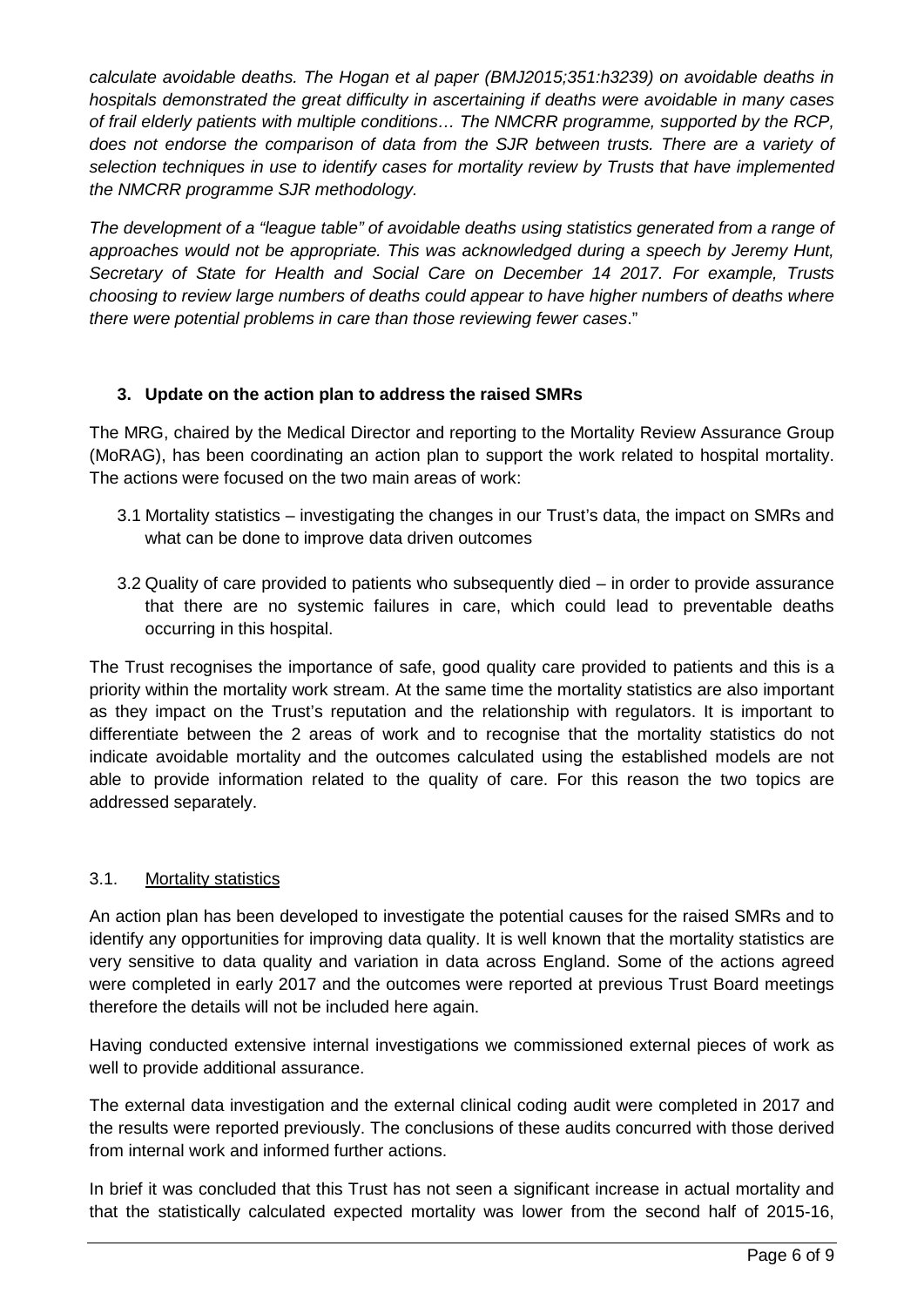*calculate avoidable deaths. The Hogan et al paper (BMJ2015;351:h3239) on avoidable deaths in hospitals demonstrated the great difficulty in ascertaining if deaths were avoidable in many cases of frail elderly patients with multiple conditions… The NMCRR programme, supported by the RCP, does not endorse the comparison of data from the SJR between trusts. There are a variety of selection techniques in use to identify cases for mortality review by Trusts that have implemented the NMCRR programme SJR methodology.*

*The development of a "league table" of avoidable deaths using statistics generated from a range of approaches would not be appropriate. This was acknowledged during a speech by Jeremy Hunt, Secretary of State for Health and Social Care on December 14 2017. For example, Trusts choosing to review large numbers of deaths could appear to have higher numbers of deaths where there were potential problems in care than those reviewing fewer cases*."

### 3. Update on the action plan to address the raised SMRs

The MRG, chaired by the Medical Director and reporting to the Mortality Review Assurance Group (MoRAG), has been coordinating an action plan to support the work related to hospital mortality. The actions were focused on the two main areas of work:

3.1 Mortality statistics – investigating the changes in our Trust's data, the impact on SMRs and what can be done to improve data driven outcomes

3.2 Quality of care provided to patients who subsequently died – in order to provide assurance that there are no systemic failures in care, which could lead to preventable deaths occurring in this hospital.

The Trust recognises the importance of safe, good quality care provided to patients and this is a priority within the mortality work stream. At the same time the mortality statistics are also important as they impact on the Trust's reputation and the relationship with regulators. It is important to differentiate between the 2 areas of work and to recognise that the mortality statistics do not indicate avoidable mortality and the outcomes calculated using the established models are not able to provide information related to the quality of care. For this reason the two topics are addressed separately.

#### 3.1. Mortality statistics

An action plan has been developed to investigate the potential causes for the raised SMRs and to identify any opportunities for improving data quality. It is well known that the mortality statistics are very sensitive to data quality and variation in data across England. Some of the actions agreed were completed in early 2017 and the outcomes were reported at previous Trust Board meetings therefore the details will not be included here again.

Having conducted extensive internal investigations we commissioned external pieces of work as well to provide additional assurance.

The external data investigation and the external clinical coding audit were completed in 2017 and the results were reported previously. The conclusions of these audits concurred with those derived from internal work and informed further actions.

In brief it was concluded that this Trust has not seen a significant increase in actual mortality and that the statistically calculated expected mortality was lower from the second half of 2015-16,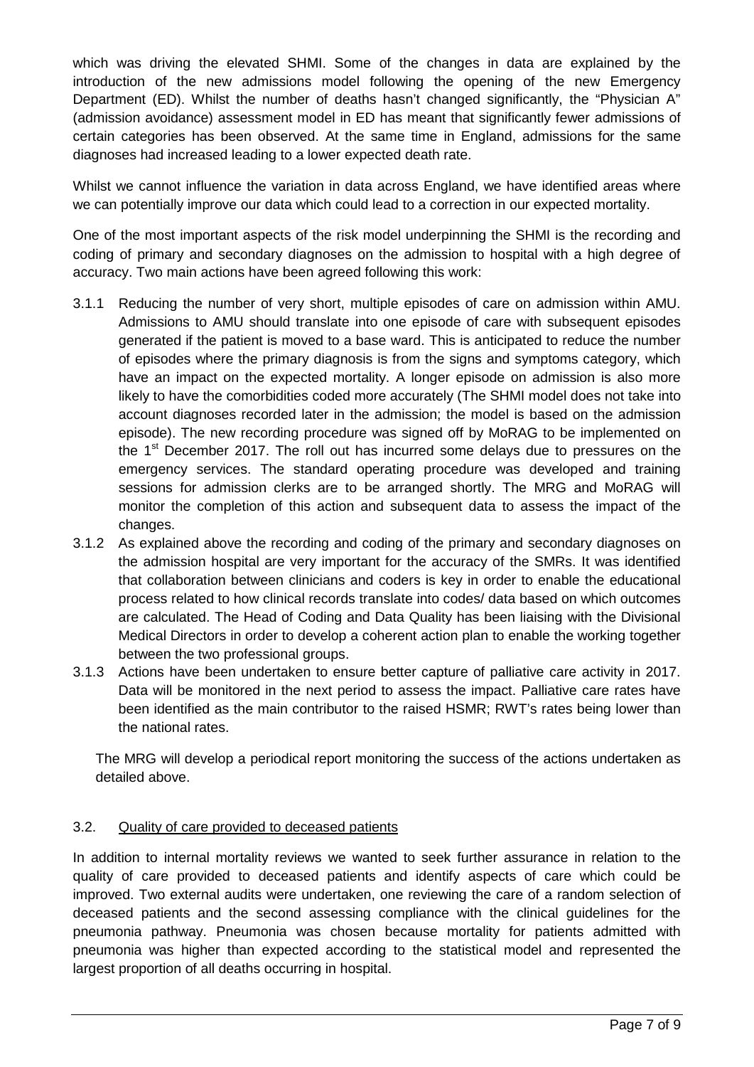which was driving the elevated SHMI. Some of the changes in data are explained by the introduction of the new admissions model following the opening of the new Emergency Department (ED). Whilst the number of deaths hasn't changed significantly, the "Physician A" (admission avoidance) assessment model in ED has meant that significantly fewer admissions of certain categories has been observed. At the same time in England, admissions for the same diagnoses had increased leading to a lower expected death rate.

Whilst we cannot influence the variation in data across England, we have identified areas where we can potentially improve our data which could lead to a correction in our expected mortality.

One of the most important aspects of the risk model underpinning the SHMI is the recording and coding of primary and secondary diagnoses on the admission to hospital with a high degree of accuracy. Two main actions have been agreed following this work:

3.1.1 Reducing the number of very short, multiple episodes of care on admission within AMU. Admissions to AMU should translate into one episode of care with subsequent episodes generated if the patient is moved to a base ward. This is anticipated to reduce the number of episodes where the primary diagnosis is from the signs and symptoms category, which have an impact on the expected mortality. A longer episode on admission is also more likely to have the comorbidities coded more accurately (The SHMI model does not take into account diagnoses recorded later in the admission; the model is based on the admission episode). The new recording procedure was signed off by MoRAG to be implemented on the 1st December 2017. The roll out has incurred some delays due to pressures on the emergency services. The standard operating procedure was developed and training sessions for admission clerks are to be arranged shortly. The MRG and MoRAG will monitor the completion of this action and subsequent data to assess the impact of the changes.

3.1.2 As explained above the recording and coding of the primary and secondary diagnoses on the admission hospital are very important for the accuracy of the SMRs. It was identified that collaboration between clinicians and coders is key in order to enable the educational process related to how clinical records translate into codes/ data based on which outcomes are calculated. The Head of Coding and Data Quality has been liaising with the Divisional Medical Directors in order to develop a coherent action plan to enable the working together between the two professional groups.

3.1.3 Actions have been undertaken to ensure better capture of palliative care activity in 2017. Data will be monitored in the next period to assess the impact. Palliative care rates have been identified as the main contributor to the raised HSMR; RWT's rates being lower than the national rates.

The MRG will develop a periodical report monitoring the success of the actions undertaken as detailed above.

### 3.2. Quality of care provided to deceased patients

In addition to internal mortality reviews we wanted to seek further assurance in relation to the quality of care provided to deceased patients and identify aspects of care which could be improved. Two external audits were undertaken, one reviewing the care of a random selection of deceased patients and the second assessing compliance with the clinical guidelines for the pneumonia pathway. Pneumonia was chosen because mortality for patients admitted with pneumonia was higher than expected according to the statistical model and represented the largest proportion of all deaths occurring in hospital.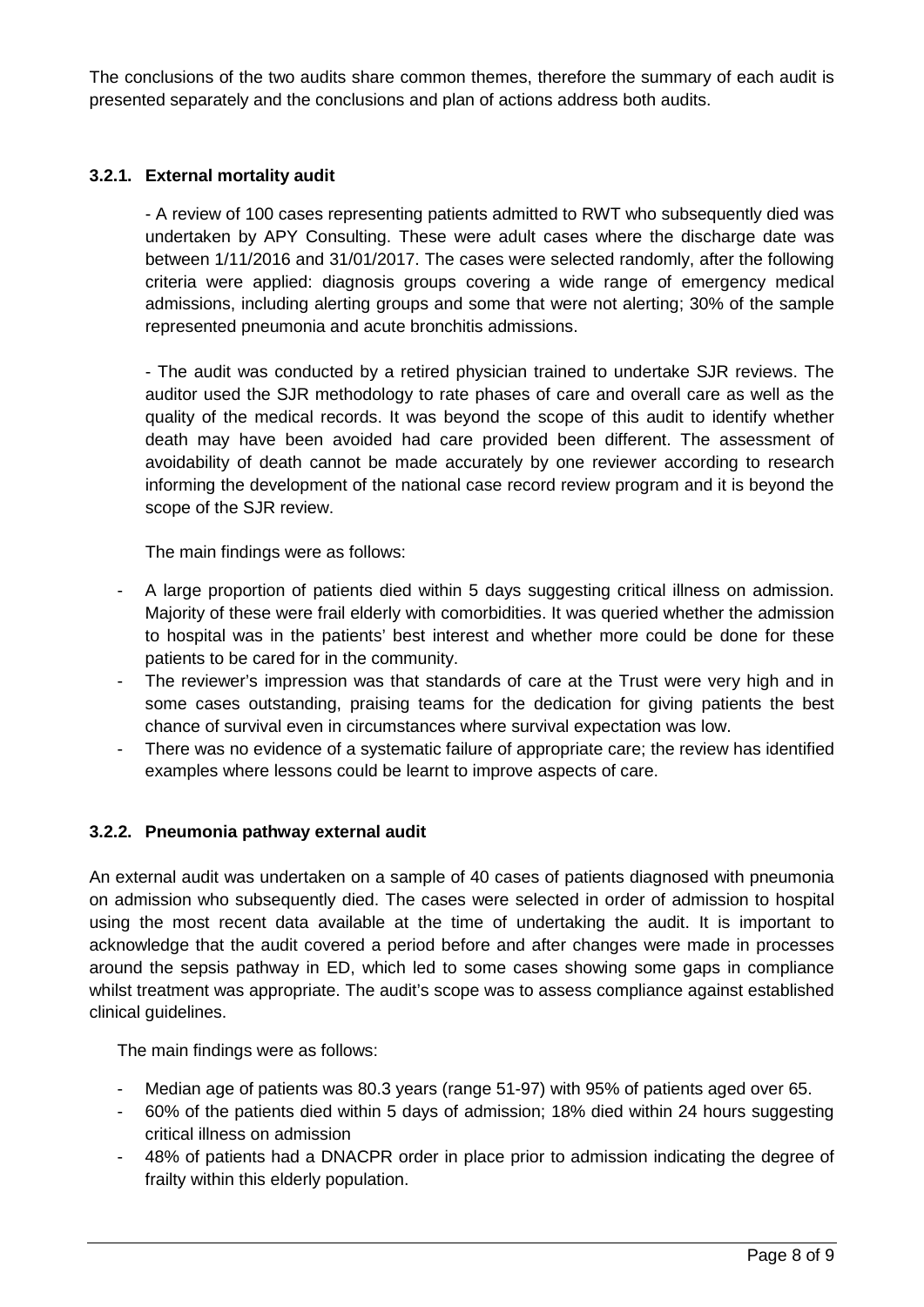The conclusions of the two audits share common themes, therefore the summary of each audit is presented separately and the conclusions and plan of actions address both audits.

### 3.2.1. External mortality audit

- A review of 100 cases representing patients admitted to RWT who subsequently died was undertaken by APY Consulting. These were adult cases where the discharge date was between 1/11/2016 and 31/01/2017. The cases were selected randomly, after the following criteria were applied: diagnosis groups covering a wide range of emergency medical admissions, including alerting groups and some that were not alerting; 30% of the sample represented pneumonia and acute bronchitis admissions.

- The audit was conducted by a retired physician trained to undertake SJR reviews. The auditor used the SJR methodology to rate phases of care and overall care as well as the quality of the medical records. It was beyond the scope of this audit to identify whether death may have been avoided had care provided been different. The assessment of avoidability of death cannot be made accurately by one reviewer according to research informing the development of the national case record review program and it is beyond the scope of the SJR review.

The main findings were as follows:

- A large proportion of patients died within 5 days suggesting critical illness on admission. Majority of these were frail elderly with comorbidities. It was queried whether the admission to hospital was in the patients' best interest and whether more could be done for these patients to be cared for in the community.
- The reviewer's impression was that standards of care at the Trust were very high and in some cases outstanding, praising teams for the dedication for giving patients the best chance of survival even in circumstances where survival expectation was low.
- There was no evidence of a systematic failure of appropriate care; the review has identified examples where lessons could be learnt to improve aspects of care.

### 3.2.2. Pneumonia pathway external audit

An external audit was undertaken on a sample of 40 cases of patients diagnosed with pneumonia on admission who subsequently died. The cases were selected in order of admission to hospital using the most recent data available at the time of undertaking the audit. It is important to acknowledge that the audit covered a period before and after changes were made in processes around the sepsis pathway in ED, which led to some cases showing some gaps in compliance whilst treatment was appropriate. The audit's scope was to assess compliance against established clinical guidelines.

The main findings were as follows:

- Median age of patients was 80.3 years (range 51-97) with 95% of patients aged over 65.
- 60% of the patients died within 5 days of admission; 18% died within 24 hours suggesting critical illness on admission
- 48% of patients had a DNACPR order in place prior to admission indicating the degree of frailty within this elderly population.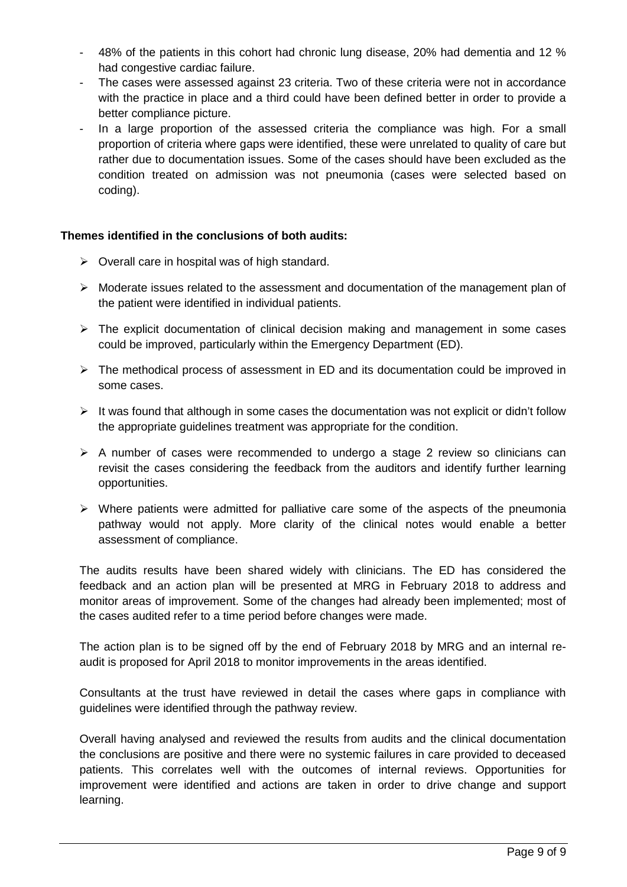- 48% of the patients in this cohort had chronic lung disease, 20% had dementia and 12 % had congestive cardiac failure.
- The cases were assessed against 23 criteria. Two of these criteria were not in accordance with the practice in place and a third could have been defined better in order to provide a better compliance picture.
- In a large proportion of the assessed criteria the compliance was high. For a small proportion of criteria where gaps were identified, these were unrelated to quality of care but rather due to documentation issues. Some of the cases should have been excluded as the condition treated on admission was not pneumonia (cases were selected based on coding).

**Themes identified in the conclusions of both audits:**

- Overall care in hospital was of high standard.
- Moderate issues related to the assessment and documentation of the management plan of the patient were identified in individual patients.
- The explicit documentation of clinical decision making and management in some cases could be improved, particularly within the Emergency Department (ED).
- The methodical process of assessment in ED and its documentation could be improved in some cases.
- It was found that although in some cases the documentation was not explicit or didn't follow the appropriate guidelines treatment was appropriate for the condition.
- A number of cases were recommended to undergo a stage 2 review so clinicians can revisit the cases considering the feedback from the auditors and identify further learning opportunities.
- Where patients were admitted for palliative care some of the aspects of the pneumonia pathway would not apply. More clarity of the clinical notes would enable a better assessment of compliance.

The audits results have been shared widely with clinicians. The ED has considered the feedback and an action plan will be presented at MRG in February 2018 to address and monitor areas of improvement. Some of the changes had already been implemented; most of the cases audited refer to a time period before changes were made.

The action plan is to be signed off by the end of February 2018 by MRG and an internal re-audit is proposed for April 2018 to monitor improvements in the areas identified.

Consultants at the trust have reviewed in detail the cases where gaps in compliance with guidelines were identified through the pathway review.

Overall having analysed and reviewed the results from audits and the clinical documentation the conclusions are positive and there were no systemic failures in care provided to deceased patients. This correlates well with the outcomes of internal reviews. Opportunities for improvement were identified and actions are taken in order to drive change and support learning.